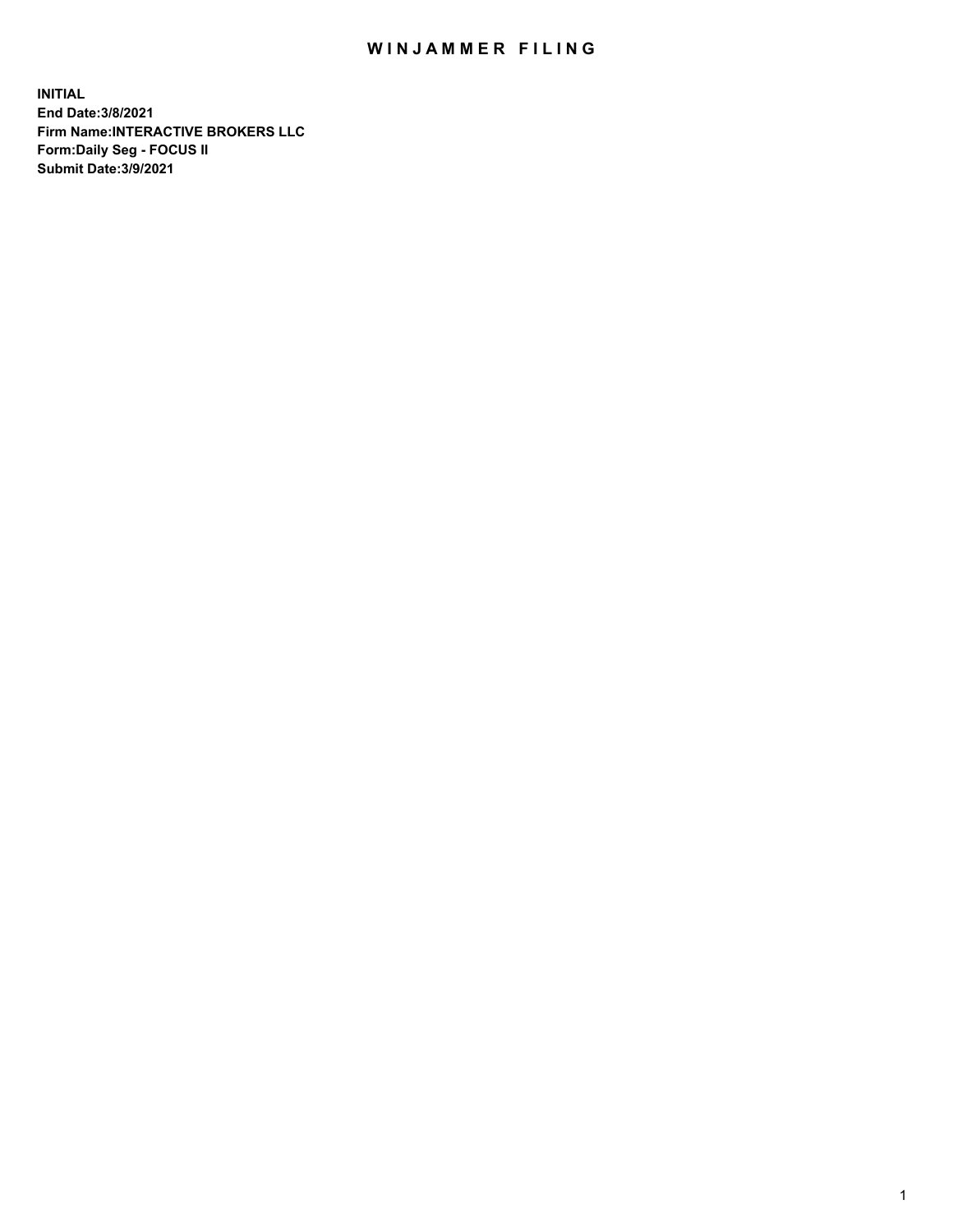# WINJAMMER FILING

**INITIAL**
**End Date:3/8/2021**
**Firm Name:INTERACTIVE BROKERS LLC**
**Form:Daily Seg - FOCUS II**
**Submit Date:3/9/2021**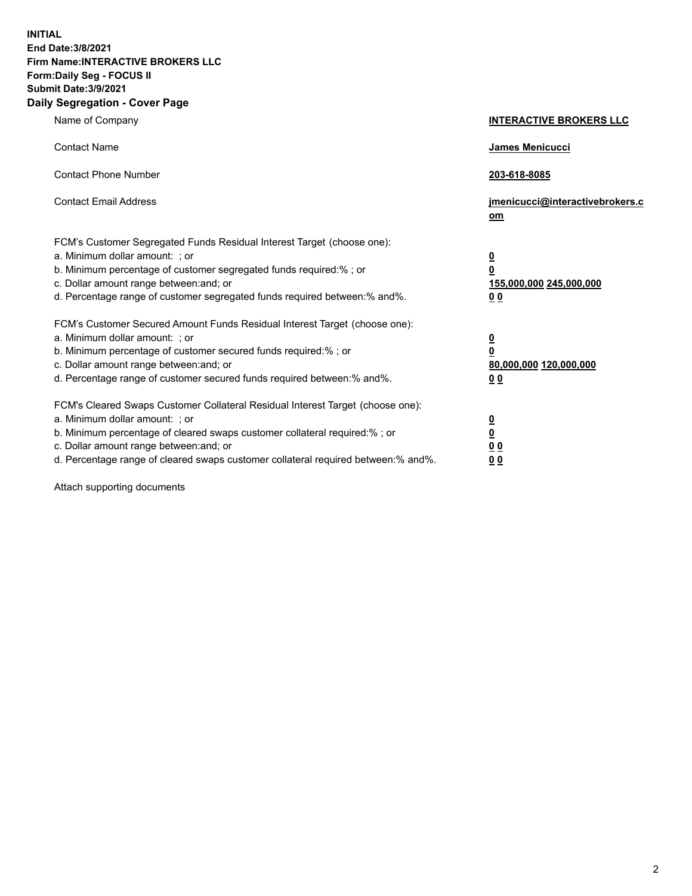**INITIAL**
**End Date:3/8/2021**
**Firm Name:INTERACTIVE BROKERS LLC**
**Form:Daily Seg - FOCUS II**
**Submit Date:3/9/2021**

## Daily Segregation - Cover Page

| | |
|---|---|
| Name of Company | **INTERACTIVE BROKERS LLC** |
| Contact Name | **James Menicucci** |
| Contact Phone Number | **203-618-8085** |
| Contact Email Address | **jmenicucci@interactivebrokers.com** |

| | |
|---|---|
| FCM's Customer Segregated Funds Residual Interest Target (choose one): | |
| a. Minimum dollar amount: ; or | **0** |
| b. Minimum percentage of customer segregated funds required:% ; or | **0** |
| c. Dollar amount range between:and; or | **155,000,000** **245,000,000** |
| d. Percentage range of customer segregated funds required between:% and%. | **0** **0** |
| FCM's Customer Secured Amount Funds Residual Interest Target (choose one): | |
| a. Minimum dollar amount: ; or | **0** |
| b. Minimum percentage of customer secured funds required:% ; or | **0** |
| c. Dollar amount range between:and; or | **80,000,000** **120,000,000** |
| d. Percentage range of customer secured funds required between:% and%. | **0** **0** |
| FCM's Cleared Swaps Customer Collateral Residual Interest Target (choose one): | |
| a. Minimum dollar amount: ; or | **0** |
| b. Minimum percentage of cleared swaps customer collateral required:% ; or | **0** |
| c. Dollar amount range between:and; or | **0** **0** |
| d. Percentage range of cleared swaps customer collateral required between:% and%. | **0** **0** |

Attach supporting documents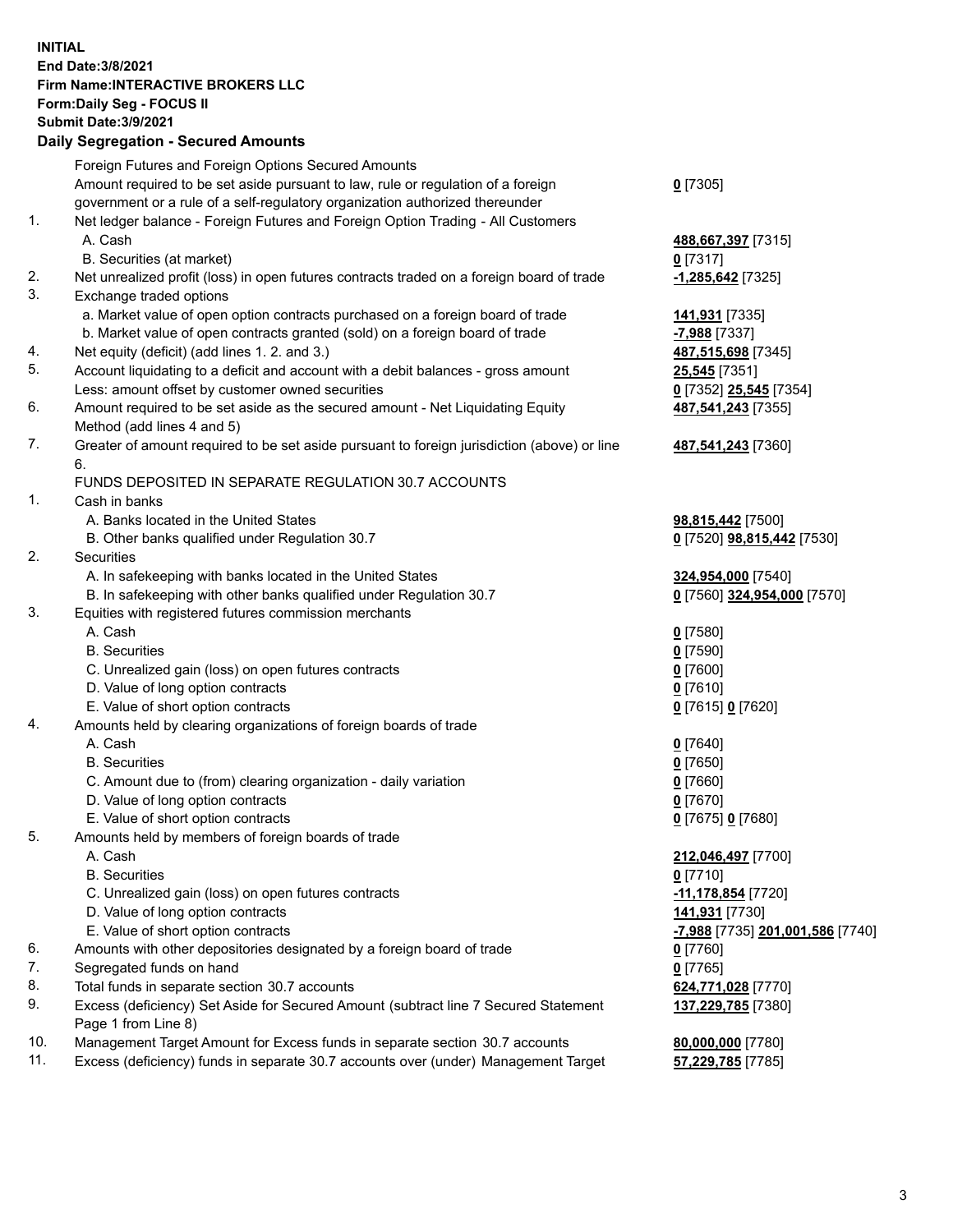**INITIAL**
**End Date:3/8/2021**
**Firm Name:INTERACTIVE BROKERS LLC**
**Form:Daily Seg - FOCUS II**
**Submit Date:3/9/2021**

## Daily Segregation - Secured Amounts

| | | |
|---|---|---|
| | Foreign Futures and Foreign Options Secured Amounts | |
| | Amount required to be set aside pursuant to law, rule or regulation of a foreign government or a rule of a self-regulatory organization authorized thereunder | **0** [7305] |
| 1. | Net ledger balance - Foreign Futures and Foreign Option Trading - All Customers | |
| | A. Cash | **488,667,397** [7315] |
| | B. Securities (at market) | **0** [7317] |
| 2. | Net unrealized profit (loss) in open futures contracts traded on a foreign board of trade | **-1,285,642** [7325] |
| 3. | Exchange traded options | |
| | a. Market value of open option contracts purchased on a foreign board of trade | **141,931** [7335] |
| | b. Market value of open contracts granted (sold) on a foreign board of trade | **-7,988** [7337] |
| 4. | Net equity (deficit) (add lines 1. 2. and 3.) | **487,515,698** [7345] |
| 5. | Account liquidating to a deficit and account with a debit balances - gross amount | **25,545** [7351] |
| | Less: amount offset by customer owned securities | **0** [7352] **25,545** [7354] |
| 6. | Amount required to be set aside as the secured amount - Net Liquidating Equity Method (add lines 4 and 5) | **487,541,243** [7355] |
| 7. | Greater of amount required to be set aside pursuant to foreign jurisdiction (above) or line 6. | **487,541,243** [7360] |
| | FUNDS DEPOSITED IN SEPARATE REGULATION 30.7 ACCOUNTS | |
| 1. | Cash in banks | |
| | A. Banks located in the United States | **98,815,442** [7500] |
| | B. Other banks qualified under Regulation 30.7 | **0** [7520] **98,815,442** [7530] |
| 2. | Securities | |
| | A. In safekeeping with banks located in the United States | **324,954,000** [7540] |
| | B. In safekeeping with other banks qualified under Regulation 30.7 | **0** [7560] **324,954,000** [7570] |
| 3. | Equities with registered futures commission merchants | |
| | A. Cash | **0** [7580] |
| | B. Securities | **0** [7590] |
| | C. Unrealized gain (loss) on open futures contracts | **0** [7600] |
| | D. Value of long option contracts | **0** [7610] |
| | E. Value of short option contracts | **0** [7615] **0** [7620] |
| 4. | Amounts held by clearing organizations of foreign boards of trade | |
| | A. Cash | **0** [7640] |
| | B. Securities | **0** [7650] |
| | C. Amount due to (from) clearing organization - daily variation | **0** [7660] |
| | D. Value of long option contracts | **0** [7670] |
| | E. Value of short option contracts | **0** [7675] **0** [7680] |
| 5. | Amounts held by members of foreign boards of trade | |
| | A. Cash | **212,046,497** [7700] |
| | B. Securities | **0** [7710] |
| | C. Unrealized gain (loss) on open futures contracts | **-11,178,854** [7720] |
| | D. Value of long option contracts | **141,931** [7730] |
| | E. Value of short option contracts | **-7,988** [7735] **201,001,586** [7740] |
| 6. | Amounts with other depositories designated by a foreign board of trade | **0** [7760] |
| 7. | Segregated funds on hand | **0** [7765] |
| 8. | Total funds in separate section 30.7 accounts | **624,771,028** [7770] |
| 9. | Excess (deficiency) Set Aside for Secured Amount (subtract line 7 Secured Statement Page 1 from Line 8) | **137,229,785** [7380] |
| 10. | Management Target Amount for Excess funds in separate section 30.7 accounts | **80,000,000** [7780] |
| 11. | Excess (deficiency) funds in separate 30.7 accounts over (under) Management Target | **57,229,785** [7785] |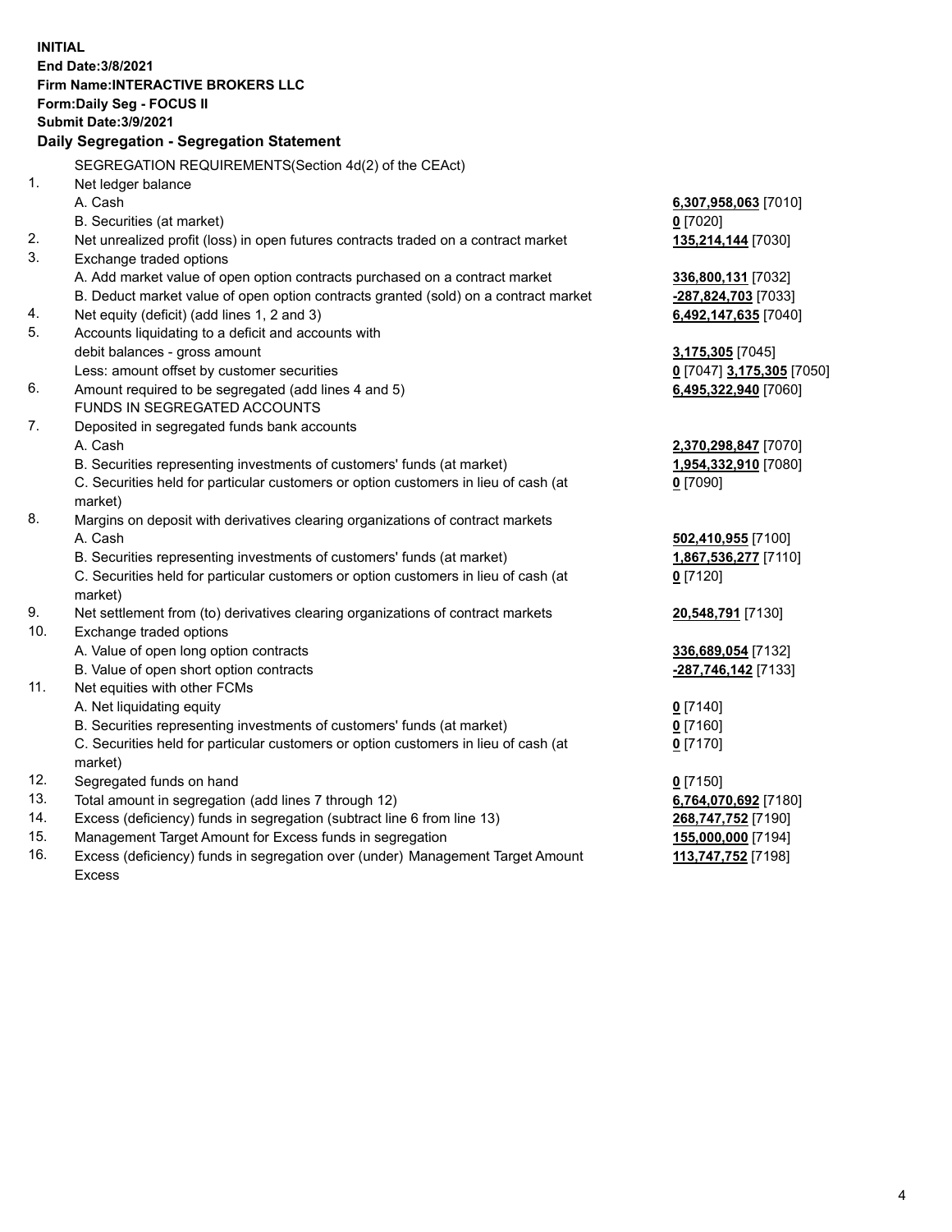**INITIAL**
**End Date:3/8/2021**
**Firm Name:INTERACTIVE BROKERS LLC**
**Form:Daily Seg - FOCUS II**
**Submit Date:3/9/2021**

**Daily Segregation - Segregation Statement**

| | | |
|---|---|---|
| | SEGREGATION REQUIREMENTS(Section 4d(2) of the CEAct) | |
| 1. | Net ledger balance | |
| | A. Cash | **6,307,958,063** [7010] |
| | B. Securities (at market) | **0** [7020] |
| 2. | Net unrealized profit (loss) in open futures contracts traded on a contract market | **135,214,144** [7030] |
| 3. | Exchange traded options | |
| | A. Add market value of open option contracts purchased on a contract market | **336,800,131** [7032] |
| | B. Deduct market value of open option contracts granted (sold) on a contract market | **-287,824,703** [7033] |
| 4. | Net equity (deficit) (add lines 1, 2 and 3) | **6,492,147,635** [7040] |
| 5. | Accounts liquidating to a deficit and accounts with | |
| | debit balances - gross amount | **3,175,305** [7045] |
| | Less: amount offset by customer securities | **0** [7047] **3,175,305** [7050] |
| 6. | Amount required to be segregated (add lines 4 and 5) | **6,495,322,940** [7060] |
| | FUNDS IN SEGREGATED ACCOUNTS | |
| 7. | Deposited in segregated funds bank accounts | |
| | A. Cash | **2,370,298,847** [7070] |
| | B. Securities representing investments of customers' funds (at market) | **1,954,332,910** [7080] |
| | C. Securities held for particular customers or option customers in lieu of cash (at market) | **0** [7090] |
| 8. | Margins on deposit with derivatives clearing organizations of contract markets | |
| | A. Cash | **502,410,955** [7100] |
| | B. Securities representing investments of customers' funds (at market) | **1,867,536,277** [7110] |
| | C. Securities held for particular customers or option customers in lieu of cash (at market) | **0** [7120] |
| 9. | Net settlement from (to) derivatives clearing organizations of contract markets | **20,548,791** [7130] |
| 10. | Exchange traded options | |
| | A. Value of open long option contracts | **336,689,054** [7132] |
| | B. Value of open short option contracts | **-287,746,142** [7133] |
| 11. | Net equities with other FCMs | |
| | A. Net liquidating equity | **0** [7140] |
| | B. Securities representing investments of customers' funds (at market) | **0** [7160] |
| | C. Securities held for particular customers or option customers in lieu of cash (at market) | **0** [7170] |
| 12. | Segregated funds on hand | **0** [7150] |
| 13. | Total amount in segregation (add lines 7 through 12) | **6,764,070,692** [7180] |
| 14. | Excess (deficiency) funds in segregation (subtract line 6 from line 13) | **268,747,752** [7190] |
| 15. | Management Target Amount for Excess funds in segregation | **155,000,000** [7194] |
| 16. | Excess (deficiency) funds in segregation over (under) Management Target Amount Excess | **113,747,752** [7198] |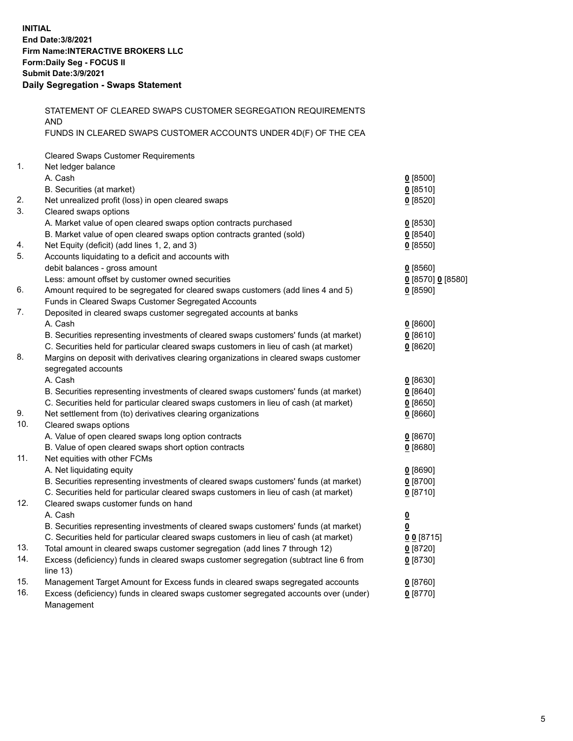**INITIAL**
**End Date:3/8/2021**
**Firm Name:INTERACTIVE BROKERS LLC**
**Form:Daily Seg - FOCUS II**
**Submit Date:3/9/2021**
**Daily Segregation - Swaps Statement**

STATEMENT OF CLEARED SWAPS CUSTOMER SEGREGATION REQUIREMENTS AND FUNDS IN CLEARED SWAPS CUSTOMER ACCOUNTS UNDER 4D(F) OF THE CEA

| | | |
|---|---|---|
| | Cleared Swaps Customer Requirements | |
| 1. | Net ledger balance | |
| | A. Cash | 0 [8500] |
| | B. Securities (at market) | 0 [8510] |
| 2. | Net unrealized profit (loss) in open cleared swaps | 0 [8520] |
| 3. | Cleared swaps options | |
| | A. Market value of open cleared swaps option contracts purchased | 0 [8530] |
| | B. Market value of open cleared swaps option contracts granted (sold) | 0 [8540] |
| 4. | Net Equity (deficit) (add lines 1, 2, and 3) | 0 [8550] |
| 5. | Accounts liquidating to a deficit and accounts with | |
| | debit balances - gross amount | 0 [8560] |
| | Less: amount offset by customer owned securities | 0 [8570] 0 [8580] |
| 6. | Amount required to be segregated for cleared swaps customers (add lines 4 and 5) | 0 [8590] |
| | Funds in Cleared Swaps Customer Segregated Accounts | |
| 7. | Deposited in cleared swaps customer segregated accounts at banks | |
| | A. Cash | 0 [8600] |
| | B. Securities representing investments of cleared swaps customers' funds (at market) | 0 [8610] |
| | C. Securities held for particular cleared swaps customers in lieu of cash (at market) | 0 [8620] |
| 8. | Margins on deposit with derivatives clearing organizations in cleared swaps customer segregated accounts | |
| | A. Cash | 0 [8630] |
| | B. Securities representing investments of cleared swaps customers' funds (at market) | 0 [8640] |
| | C. Securities held for particular cleared swaps customers in lieu of cash (at market) | 0 [8650] |
| 9. | Net settlement from (to) derivatives clearing organizations | 0 [8660] |
| 10. | Cleared swaps options | |
| | A. Value of open cleared swaps long option contracts | 0 [8670] |
| | B. Value of open cleared swaps short option contracts | 0 [8680] |
| 11. | Net equities with other FCMs | |
| | A. Net liquidating equity | 0 [8690] |
| | B. Securities representing investments of cleared swaps customers' funds (at market) | 0 [8700] |
| | C. Securities held for particular cleared swaps customers in lieu of cash (at market) | 0 [8710] |
| 12. | Cleared swaps customer funds on hand | |
| | A. Cash | 0 |
| | B. Securities representing investments of cleared swaps customers' funds (at market) | 0 |
| | C. Securities held for particular cleared swaps customers in lieu of cash (at market) | 0 0 [8715] |
| 13. | Total amount in cleared swaps customer segregation (add lines 7 through 12) | 0 [8720] |
| 14. | Excess (deficiency) funds in cleared swaps customer segregation (subtract line 6 from line 13) | 0 [8730] |
| 15. | Management Target Amount for Excess funds in cleared swaps segregated accounts | 0 [8760] |
| 16. | Excess (deficiency) funds in cleared swaps customer segregated accounts over (under) Management | 0 [8770] |